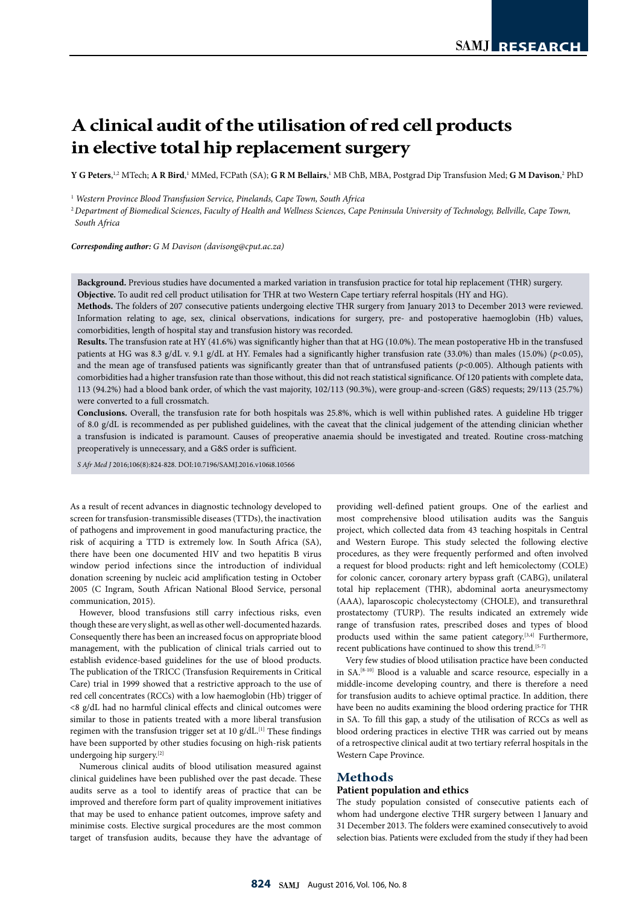# A clinical audit of the utilisation of red cell products in elective total hip replacement surgery

**Y G Peters**,[1,2] MTech; **A R Bird**,[1] MMed, FCPath (SA); **G R M Bellairs**,[1] MB ChB, MBA, Postgrad Dip Transfusion Med; **G M Davison**,[2] PhD

[1] *Western Province Blood Transfusion Service, Pinelands, Cape Town, South Africa*

[2] *Department of Biomedical Sciences, Faculty of Health and Wellness Sciences, Cape Peninsula University of Technology, Bellville, Cape Town, South Africa*

***Corresponding author:** G M Davison (davisong@cput.ac.za)*

**Background.** Previous studies have documented a marked variation in transfusion practice for total hip replacement (THR) surgery.

**Objective.** To audit red cell product utilisation for THR at two Western Cape tertiary referral hospitals (HY and HG).

**Methods.** The folders of 207 consecutive patients undergoing elective THR surgery from January 2013 to December 2013 were reviewed. Information relating to age, sex, clinical observations, indications for surgery, pre- and postoperative haemoglobin (Hb) values, comorbidities, length of hospital stay and transfusion history was recorded.

**Results.** The transfusion rate at HY (41.6%) was significantly higher than that at HG (10.0%). The mean postoperative Hb in the transfused patients at HG was 8.3 g/dL v. 9.1 g/dL at HY. Females had a significantly higher transfusion rate (33.0%) than males (15.0%) ($p<0.05$), and the mean age of transfused patients was significantly greater than that of untransfused patients ($p<0.005$). Although patients with comorbidities had a higher transfusion rate than those without, this did not reach statistical significance. Of 120 patients with complete data, 113 (94.2%) had a blood bank order, of which the vast majority, 102/113 (90.3%), were group-and-screen (G&S) requests; 29/113 (25.7%) were converted to a full crossmatch.

**Conclusions.** Overall, the transfusion rate for both hospitals was 25.8%, which is well within published rates. A guideline Hb trigger of 8.0 g/dL is recommended as per published guidelines, with the caveat that the clinical judgement of the attending clinician whether a transfusion is indicated is paramount. Causes of preoperative anaemia should be investigated and treated. Routine cross-matching preoperatively is unnecessary, and a G&S order is sufficient.

*S Afr Med J* 2016;106(8):824-828. DOI:10.7196/SAMJ.2016.v106i8.10566

As a result of recent advances in diagnostic technology developed to screen for transfusion-transmissible diseases (TTDs), the inactivation of pathogens and improvement in good manufacturing practice, the risk of acquiring a TTD is extremely low. In South Africa (SA), there have been one documented HIV and two hepatitis B virus window period infections since the introduction of individual donation screening by nucleic acid amplification testing in October 2005 (C Ingram, South African National Blood Service, personal communication, 2015).

However, blood transfusions still carry infectious risks, even though these are very slight, as well as other well-documented hazards. Consequently there has been an increased focus on appropriate blood management, with the publication of clinical trials carried out to establish evidence-based guidelines for the use of blood products. The publication of the TRICC (Transfusion Requirements in Critical Care) trial in 1999 showed that a restrictive approach to the use of red cell concentrates (RCCs) with a low haemoglobin (Hb) trigger of <8 g/dL had no harmful clinical effects and clinical outcomes were similar to those in patients treated with a more liberal transfusion regimen with the transfusion trigger set at 10 g/dL.[1] These findings have been supported by other studies focusing on high-risk patients undergoing hip surgery.[2]

Numerous clinical audits of blood utilisation measured against clinical guidelines have been published over the past decade. These audits serve as a tool to identify areas of practice that can be improved and therefore form part of quality improvement initiatives that may be used to enhance patient outcomes, improve safety and minimise costs. Elective surgical procedures are the most common target of transfusion audits, because they have the advantage of providing well-defined patient groups. One of the earliest and most comprehensive blood utilisation audits was the Sanguis project, which collected data from 43 teaching hospitals in Central and Western Europe. This study selected the following elective procedures, as they were frequently performed and often involved a request for blood products: right and left hemicolectomy (COLE) for colonic cancer, coronary artery bypass graft (CABG), unilateral total hip replacement (THR), abdominal aorta aneurysmectomy (AAA), laparoscopic cholecystectomy (CHOLE), and transurethral prostatectomy (TURP). The results indicated an extremely wide range of transfusion rates, prescribed doses and types of blood products used within the same patient category.[3,4] Furthermore, recent publications have continued to show this trend.[5-7]

Very few studies of blood utilisation practice have been conducted in SA.[8-10] Blood is a valuable and scarce resource, especially in a middle-income developing country, and there is therefore a need for transfusion audits to achieve optimal practice. In addition, there have been no audits examining the blood ordering practice for THR in SA. To fill this gap, a study of the utilisation of RCCs as well as blood ordering practices in elective THR surgery was carried out by means of a retrospective clinical audit at two tertiary referral hospitals in the Western Cape Province.

## Methods

### Patient population and ethics

The study population consisted of consecutive patients each of whom had undergone elective THR surgery between 1 January and 31 December 2013. The folders were examined consecutively to avoid selection bias. Patients were excluded from the study if they had been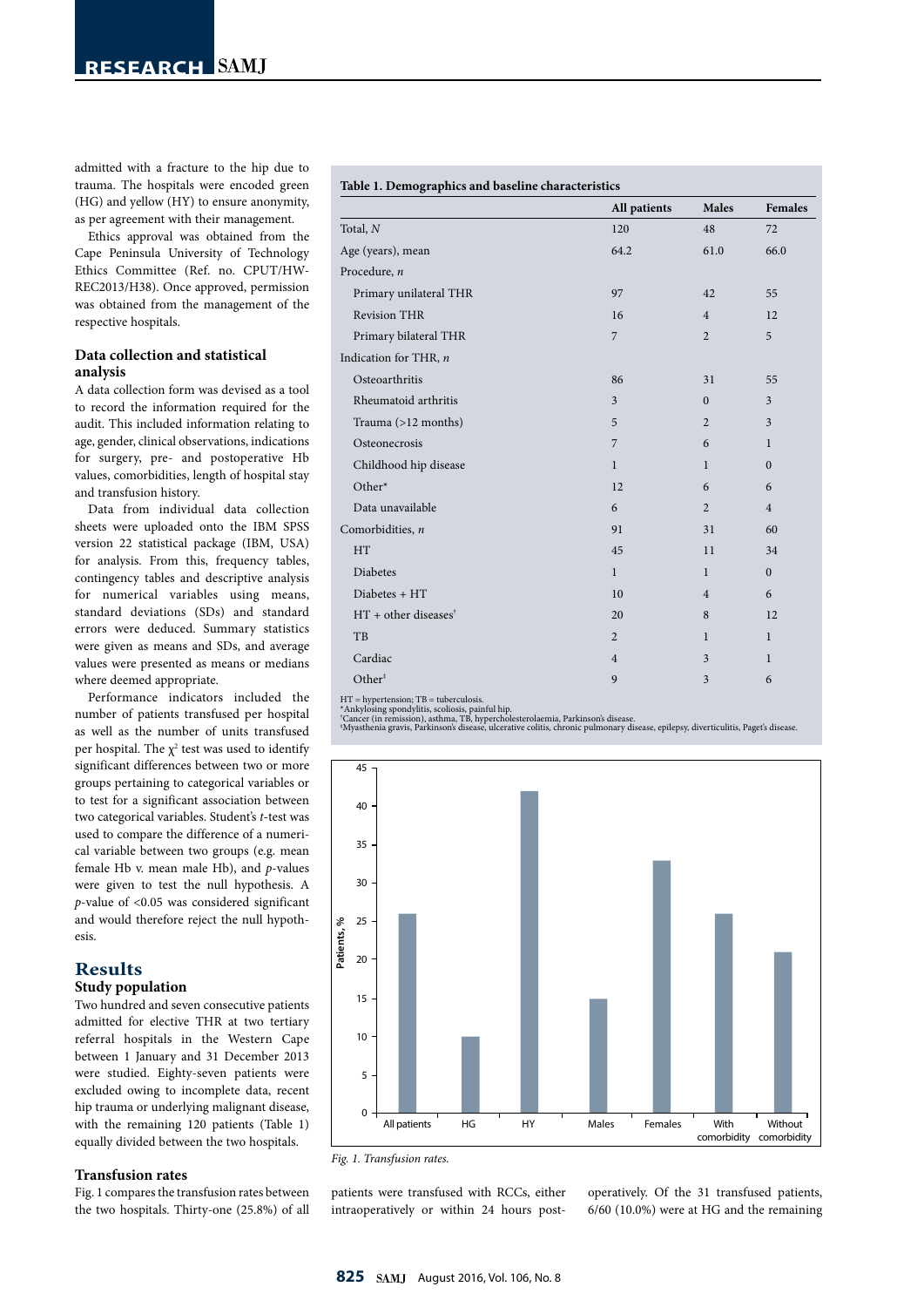admitted with a fracture to the hip due to trauma. The hospitals were encoded green (HG) and yellow (HY) to ensure anonymity, as per agreement with their management.

Ethics approval was obtained from the Cape Peninsula University of Technology Ethics Committee (Ref. no. CPUT/HW-REC2013/H38). Once approved, permission was obtained from the management of the respective hospitals.

### Data collection and statistical analysis

A data collection form was devised as a tool to record the information required for the audit. This included information relating to age, gender, clinical observations, indications for surgery, pre- and postoperative Hb values, comorbidities, length of hospital stay and transfusion history.

Data from individual data collection sheets were uploaded onto the IBM SPSS version 22 statistical package (IBM, USA) for analysis. From this, frequency tables, contingency tables and descriptive analysis for numerical variables using means, standard deviations (SDs) and standard errors were deduced. Summary statistics were given as means and SDs, and average values were presented as means or medians where deemed appropriate.

Performance indicators included the number of patients transfused per hospital as well as the number of units transfused per hospital. The $\chi^2$ test was used to identify significant differences between two or more groups pertaining to categorical variables or to test for a significant association between two categorical variables. Student's *t*-test was used to compare the difference of a numerical variable between two groups (e.g. mean female Hb v. mean male Hb), and *p*-values were given to test the null hypothesis. A *p*-value of <0.05 was considered significant and would therefore reject the null hypothesis.

## Results

### Study population

Two hundred and seven consecutive patients admitted for elective THR at two tertiary referral hospitals in the Western Cape between 1 January and 31 December 2013 were studied. Eighty-seven patients were excluded owing to incomplete data, recent hip trauma or underlying malignant disease, with the remaining 120 patients (Table 1) equally divided between the two hospitals.

**Table 1. Demographics and baseline characteristics**

| | All patients | Males | Females |
|---|---|---|---|
| Total, *N* | 120 | 48 | 72 |
| Age (years), mean | 64.2 | 61.0 | 66.0 |
| Procedure, *n* | | | |
| Primary unilateral THR | 97 | 42 | 55 |
| Revision THR | 16 | 4 | 12 |
| Primary bilateral THR | 7 | 2 | 5 |
| Indication for THR, *n* | | | |
| Osteoarthritis | 86 | 31 | 55 |
| Rheumatoid arthritis | 3 | 0 | 3 |
| Trauma (>12 months) | 5 | 2 | 3 |
| Osteonecrosis | 7 | 6 | 1 |
| Childhood hip disease | 1 | 1 | 0 |
| Other* | 12 | 6 | 6 |
| Data unavailable | 6 | 2 | 4 |
| Comorbidities, *n* | 91 | 31 | 60 |
| HT | 45 | 11 | 34 |
| Diabetes | 1 | 1 | 0 |
| Diabetes + HT | 10 | 4 | 6 |
| HT + other diseases† | 20 | 8 | 12 |
| TB | 2 | 1 | 1 |
| Cardiac | 4 | 3 | 1 |
| Other‡ | 9 | 3 | 6 |

HT = hypertension; TB = tuberculosis.
*Ankylosing spondylitis, scoliosis, painful hip.
†Cancer (in remission), asthma, TB, hypercholesterolaemia, Parkinson's disease.
‡Myasthenia gravis, Parkinson's disease, ulcerative colitis, chronic pulmonary disease, epilepsy, diverticulitis, Paget's disease.

*Fig. 1. Transfusion rates.*

### Transfusion rates

Fig. 1 compares the transfusion rates between the two hospitals. Thirty-one (25.8%) of all patients were transfused with RCCs, either intraoperatively or within 24 hours post-operatively. Of the 31 transfused patients, 6/60 (10.0%) were at HG and the remaining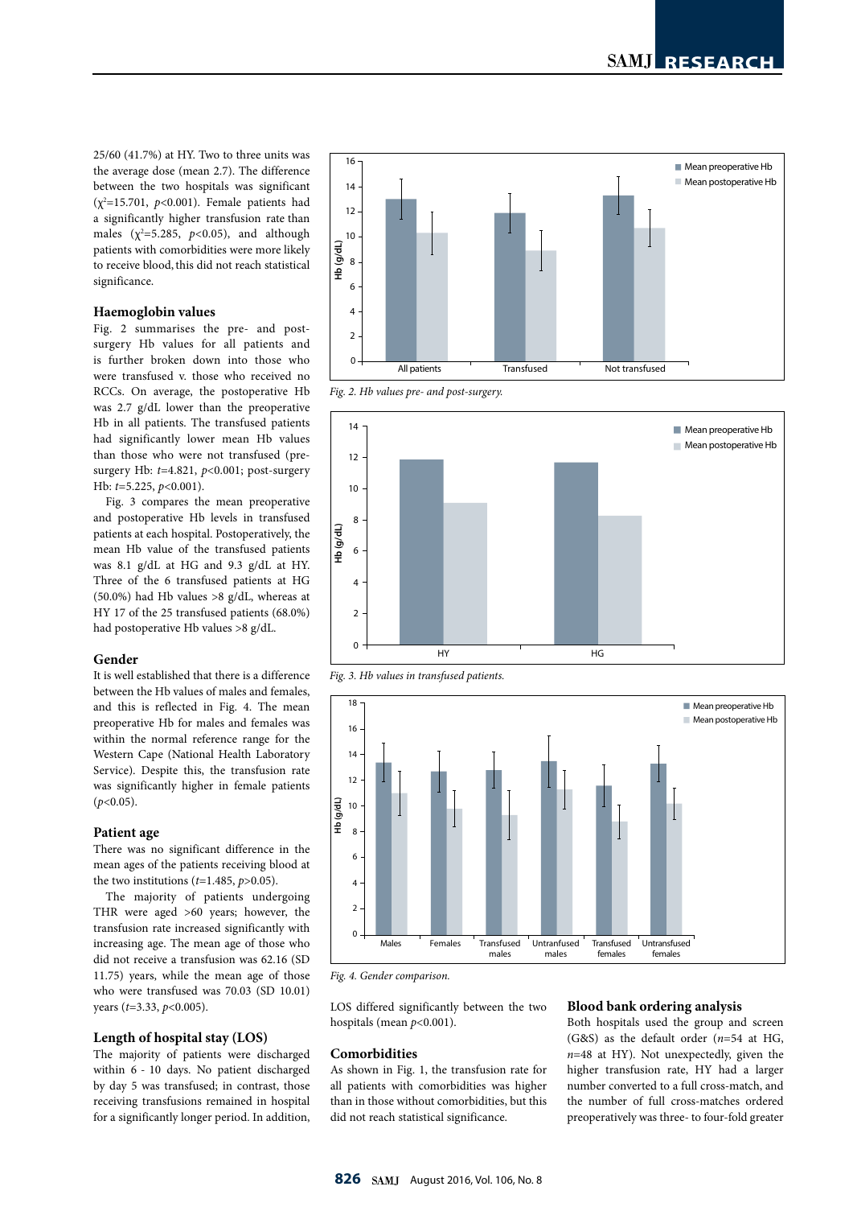25/60 (41.7%) at HY. Two to three units was the average dose (mean 2.7). The difference between the two hospitals was significant ($\chi^2$=15.701, $p$<0.001). Female patients had a significantly higher transfusion rate than males ($\chi^2$=5.285, $p$<0.05), and although patients with comorbidities were more likely to receive blood, this did not reach statistical significance.

### Haemoglobin values

Fig. 2 summarises the pre- and post-surgery Hb values for all patients and is further broken down into those who were transfused v. those who received no RCCs. On average, the postoperative Hb was 2.7 g/dL lower than the preoperative Hb in all patients. The transfused patients had significantly lower mean Hb values than those who were not transfused (pre-surgery Hb: $t$=4.821, $p$<0.001; post-surgery Hb: $t$=5.225, $p$<0.001).

Fig. 3 compares the mean preoperative and postoperative Hb levels in transfused patients at each hospital. Postoperatively, the mean Hb value of the transfused patients was 8.1 g/dL at HG and 9.3 g/dL at HY. Three of the 6 transfused patients at HG (50.0%) had Hb values >8 g/dL, whereas at HY 17 of the 25 transfused patients (68.0%) had postoperative Hb values >8 g/dL.

### Gender

It is well established that there is a difference between the Hb values of males and females, and this is reflected in Fig. 4. The mean preoperative Hb for males and females was within the normal reference range for the Western Cape (National Health Laboratory Service). Despite this, the transfusion rate was significantly higher in female patients ($p$<0.05).

### Patient age

There was no significant difference in the mean ages of the patients receiving blood at the two institutions ($t$=1.485, $p$>0.05).

The majority of patients undergoing THR were aged >60 years; however, the transfusion rate increased significantly with increasing age. The mean age of those who did not receive a transfusion was 62.16 (SD 11.75) years, while the mean age of those who were transfused was 70.03 (SD 10.01) years ($t$=3.33, $p$<0.005).

### Length of hospital stay (LOS)

The majority of patients were discharged within 6 - 10 days. No patient discharged by day 5 was transfused; in contrast, those receiving transfusions remained in hospital for a significantly longer period. In addition, LOS differed significantly between the two hospitals (mean $p$<0.001).

*Fig. 2. Hb values pre- and post-surgery.*

*Fig. 3. Hb values in transfused patients.*

*Fig. 4. Gender comparison.*

### Comorbidities

As shown in Fig. 1, the transfusion rate for all patients with comorbidities was higher than in those without comorbidities, but this did not reach statistical significance.

### Blood bank ordering analysis

Both hospitals used the group and screen (G&S) as the default order ($n$=54 at HG, $n$=48 at HY). Not unexpectedly, given the higher transfusion rate, HY had a larger number converted to a full cross-match, and the number of full cross-matches ordered preoperatively was three- to four-fold greater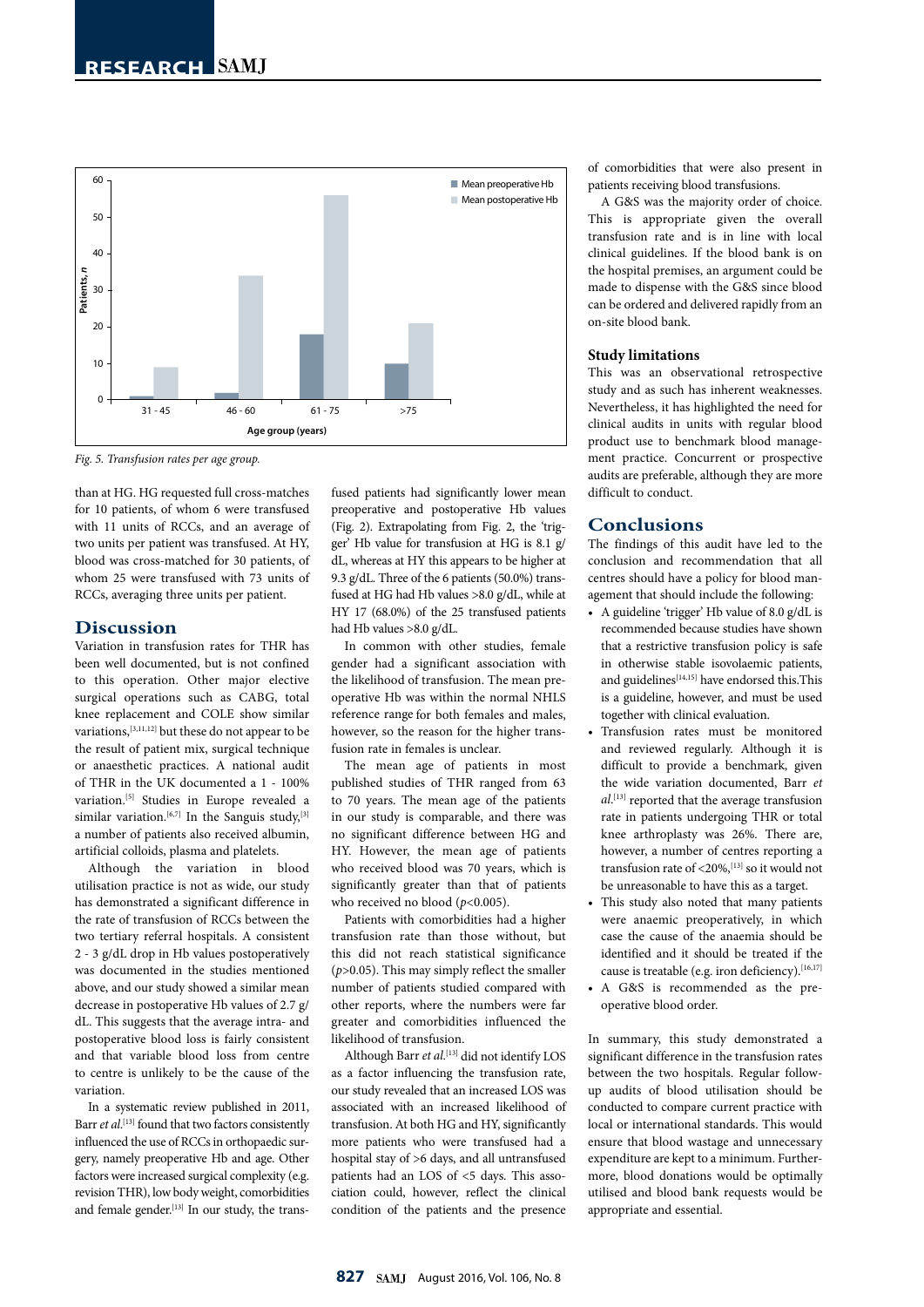*Fig. 5. Transfusion rates per age group.*

than at HG. HG requested full cross-matches for 10 patients, of whom 6 were transfused with 11 units of RCCs, and an average of two units per patient was transfused. At HY, blood was cross-matched for 30 patients, of whom 25 were transfused with 73 units of RCCs, averaging three units per patient.

## Discussion

Variation in transfusion rates for THR has been well documented, but is not confined to this operation. Other major elective surgical operations such as CABG, total knee replacement and COLE show similar variations,[3,11,12] but these do not appear to be the result of patient mix, surgical technique or anaesthetic practices. A national audit of THR in the UK documented a 1 - 100% variation.[5] Studies in Europe revealed a similar variation.[6,7] In the Sanguis study,[3] a number of patients also received albumin, artificial colloids, plasma and platelets.

Although the variation in blood utilisation practice is not as wide, our study has demonstrated a significant difference in the rate of transfusion of RCCs between the two tertiary referral hospitals. A consistent 2 - 3 g/dL drop in Hb values postoperatively was documented in the studies mentioned above, and our study showed a similar mean decrease in postoperative Hb values of 2.7 g/dL. This suggests that the average intra- and postoperative blood loss is fairly consistent and that variable blood loss from centre to centre is unlikely to be the cause of the variation.

In a systematic review published in 2011, Barr *et al.*[13] found that two factors consistently influenced the use of RCCs in orthopaedic surgery, namely preoperative Hb and age. Other factors were increased surgical complexity (e.g. revision THR), low body weight, comorbidities and female gender.[13] In our study, the transfused patients had significantly lower mean preoperative and postoperative Hb values (Fig. 2). Extrapolating from Fig. 2, the 'trigger' Hb value for transfusion at HG is 8.1 g/dL, whereas at HY this appears to be higher at 9.3 g/dL. Three of the 6 patients (50.0%) transfused at HG had Hb values >8.0 g/dL, while at HY 17 (68.0%) of the 25 transfused patients had Hb values >8.0 g/dL.

In common with other studies, female gender had a significant association with the likelihood of transfusion. The mean preoperative Hb was within the normal NHLS reference range for both females and males, however, so the reason for the higher transfusion rate in females is unclear.

The mean age of patients in most published studies of THR ranged from 63 to 70 years. The mean age of the patients in our study is comparable, and there was no significant difference between HG and HY. However, the mean age of patients who received blood was 70 years, which is significantly greater than that of patients who received no blood ($p$<0.005).

Patients with comorbidities had a higher transfusion rate than those without, but this did not reach statistical significance ($p$>0.05). This may simply reflect the smaller number of patients studied compared with other reports, where the numbers were far greater and comorbidities influenced the likelihood of transfusion.

Although Barr *et al.*[13] did not identify LOS as a factor influencing the transfusion rate, our study revealed that an increased LOS was associated with an increased likelihood of transfusion. At both HG and HY, significantly more patients who were transfused had a hospital stay of >6 days, and all untransfused patients had an LOS of <5 days. This association could, however, reflect the clinical condition of the patients and the presence of comorbidities that were also present in patients receiving blood transfusions.

A G&S was the majority order of choice. This is appropriate given the overall transfusion rate and is in line with local clinical guidelines. If the blood bank is on the hospital premises, an argument could be made to dispense with the G&S since blood can be ordered and delivered rapidly from an on-site blood bank.

### Study limitations

This was an observational retrospective study and as such has inherent weaknesses. Nevertheless, it has highlighted the need for clinical audits in units with regular blood product use to benchmark blood management practice. Concurrent or prospective audits are preferable, although they are more difficult to conduct.

## Conclusions

The findings of this audit have led to the conclusion and recommendation that all centres should have a policy for blood management that should include the following:

- A guideline 'trigger' Hb value of 8.0 g/dL is recommended because studies have shown that a restrictive transfusion policy is safe in otherwise stable isovolaemic patients, and guidelines[14,15] have endorsed this.This is a guideline, however, and must be used together with clinical evaluation.
- Transfusion rates must be monitored and reviewed regularly. Although it is difficult to provide a benchmark, given the wide variation documented, Barr *et al.*[13] reported that the average transfusion rate in patients undergoing THR or total knee arthroplasty was 26%. There are, however, a number of centres reporting a transfusion rate of <20%,[13] so it would not be unreasonable to have this as a target.
- This study also noted that many patients were anaemic preoperatively, in which case the cause of the anaemia should be identified and it should be treated if the cause is treatable (e.g. iron deficiency).[16,17]
- A G&S is recommended as the preoperative blood order.

In summary, this study demonstrated a significant difference in the transfusion rates between the two hospitals. Regular follow-up audits of blood utilisation should be conducted to compare current practice with local or international standards. This would ensure that blood wastage and unnecessary expenditure are kept to a minimum. Furthermore, blood donations would be optimally utilised and blood bank requests would be appropriate and essential.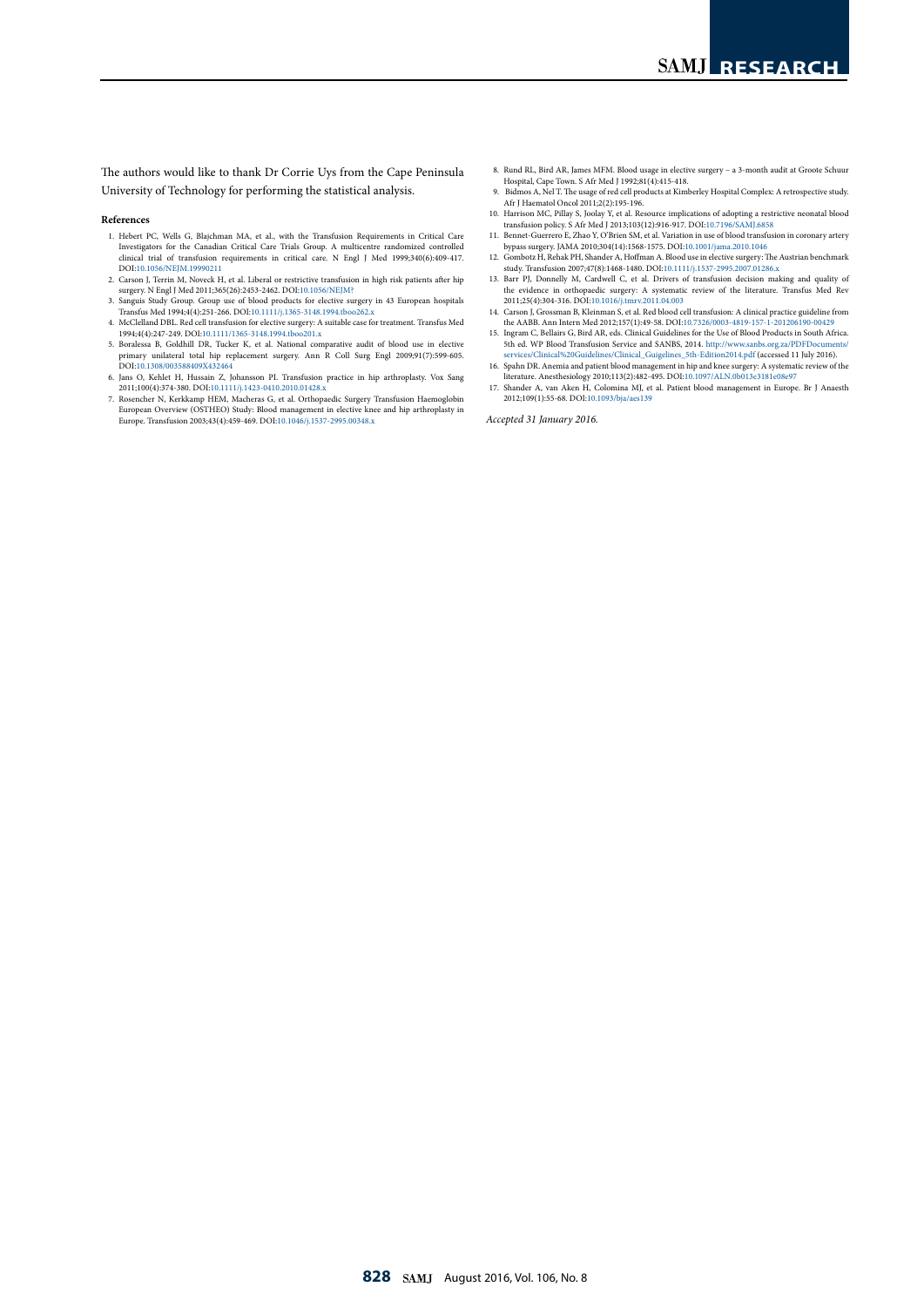The authors would like to thank Dr Corrie Uys from the Cape Peninsula University of Technology for performing the statistical analysis.

**References**

1. Hebert PC, Wells G, Blajchman MA, et al., with the Transfusion Requirements in Critical Care Investigators for the Canadian Critical Care Trials Group. A multicentre randomized controlled clinical trial of transfusion requirements in critical care. N Engl J Med 1999;340(6):409-417. DOI:10.1056/NEJM.19990211
2. Carson J, Terrin M, Noveck H, et al. Liberal or restrictive transfusion in high risk patients after hip surgery. N Engl J Med 2011;365(26):2453-2462. DOI:10.1056/NEJM?
3. Sanguis Study Group. Group use of blood products for elective surgery in 43 European hospitals Transfus Med 1994;4(4):251-266. DOI:10.1111/j.1365-3148.1994.tboo262.x
4. McClelland DBL. Red cell transfusion for elective surgery: A suitable case for treatment. Transfus Med 1994;4(4):247-249. DOI:10.1111/1365-3148.1994.tboo201.x
5. Boralessa B, Goldhill DR, Tucker K, et al. National comparative audit of blood use in elective primary unilateral total hip replacement surgery. Ann R Coll Surg Engl 2009;91(7):599-605. DOI:10.1308/003588409X432464
6. Jans O, Kehlet H, Hussain Z, Johansson PI. Transfusion practice in hip arthroplasty. Vox Sang 2011;100(4):374-380. DOI:10.1111/j.1423-0410.2010.01428.x
7. Rosencher N, Kerkkamp HEM, Macheras G, et al. Orthopaedic Surgery Transfusion Haemoglobin European Overview (OSTHEO) Study: Blood management in elective knee and hip arthroplasty in Europe. Transfusion 2003;43(4):459-469. DOI:10.1046/j.1537-2995.00348.x
8. Rund RL, Bird AR, James MFM. Blood usage in elective surgery – a 3-month audit at Groote Schuur Hospital, Cape Town. S Afr Med J 1992;81(4):415-418.
9. Bidmos A, Nel T. The usage of red cell products at Kimberley Hospital Complex: A retrospective study. Afr J Haematol Oncol 2011;2(2):195-196.
10. Harrison MC, Pillay S, Joolay Y, et al. Resource implications of adopting a restrictive neonatal blood transfusion policy. S Afr Med J 2013;103(12):916-917. DOI:10.7196/SAMJ.6858
11. Bennet-Guerrero E, Zhao Y, O'Brien SM, et al. Variation in use of blood transfusion in coronary artery bypass surgery. JAMA 2010;304(14):1568-1575. DOI:10.1001/jama.2010.1046
12. Gombotz H, Rehak PH, Shander A, Hoffman A. Blood use in elective surgery: The Austrian benchmark study. Transfusion 2007;47(8):1468-1480. DOI:10.1111/j.1537-2995.2007.01286.x
13. Barr PJ, Donnelly M, Cardwell C, et al. Drivers of transfusion decision making and quality of the evidence in orthopaedic surgery: A systematic review of the literature. Transfus Med Rev 2011;25(4):304-316. DOI:10.1016/j.tmrv.2011.04.003
14. Carson J, Grossman B, Kleinman S, et al. Red blood cell transfusion: A clinical practice guideline from the AABB. Ann Intern Med 2012;157(1):49-58. DOI:10.7326/0003-4819-157-1-201206190-00429
15. Ingram C, Bellairs G, Bird AR, eds. Clinical Guidelines for the Use of Blood Products in South Africa. 5th ed. WP Blood Transfusion Service and SANBS, 2014. http://www.sanbs.org.za/PDFDocuments/services/Clinical%20Guidelines/Clinical_Guigelines_5th-Edition2014.pdf (accessed 11 July 2016).
16. Spahn DR. Anemia and patient blood management in hip and knee surgery: A systematic review of the literature. Anesthesiology 2010;113(2):482-495. DOI:10.1097/ALN.0b013e3181e08e97
17. Shander A, van Aken H, Colomina MJ, et al. Patient blood management in Europe. Br J Anaesth 2012;109(1):55-68. DOI:10.1093/bja/aes139

*Accepted 31 January 2016.*